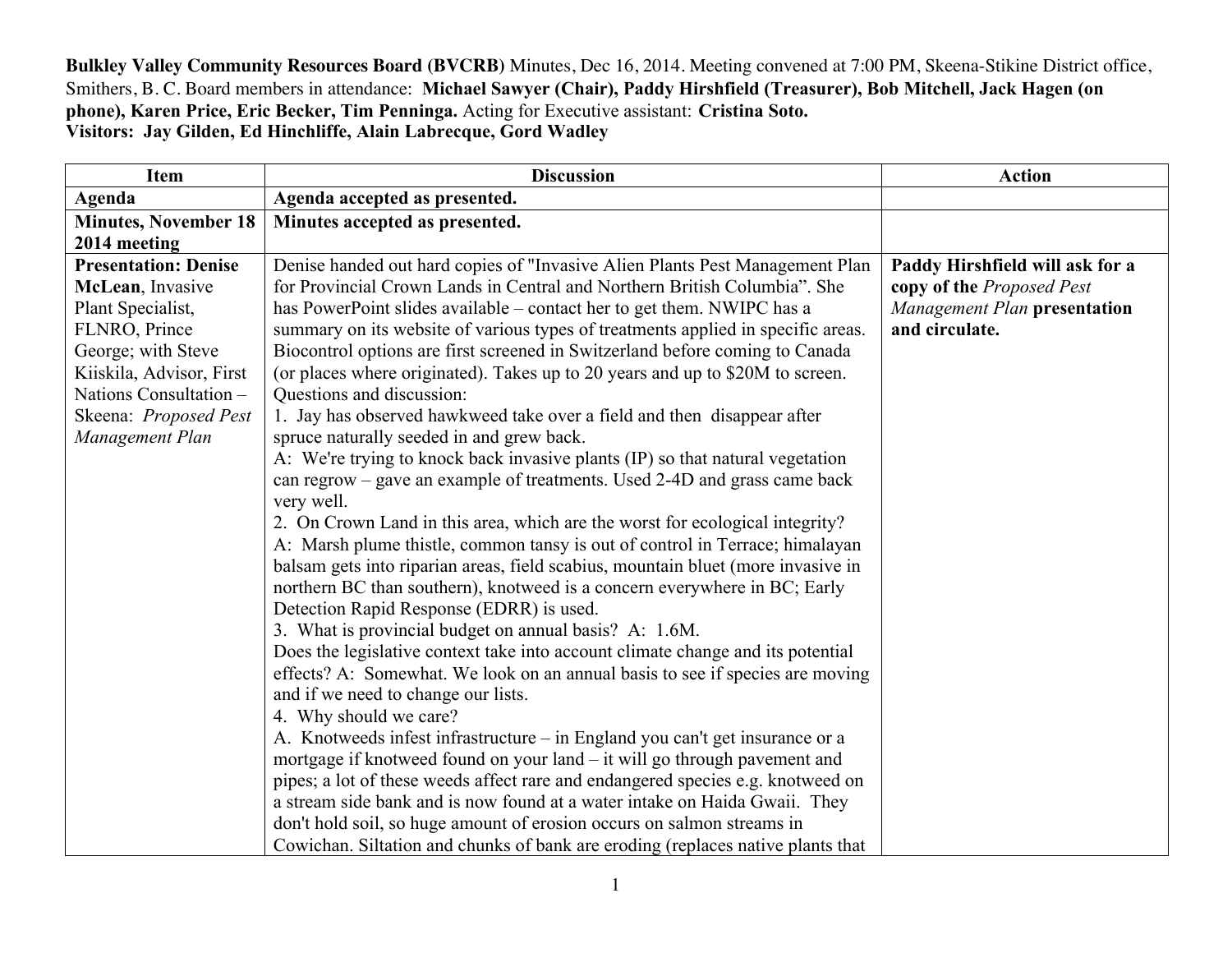**Bulkley Valley Community Resources Board (BVCRB)** Minutes, Dec 16, 2014. Meeting convened at 7:00 PM, Skeena-Stikine District office, Smithers, B. C. Board members in attendance: **Michael Sawyer (Chair), Paddy Hirshfield (Treasurer), Bob Mitchell, Jack Hagen (on phone), Karen Price, Eric Becker, Tim Penninga.** Acting for Executive assistant: **Cristina Soto.**
**Visitors: Jay Gilden, Ed Hinchliffe, Alain Labrecque, Gord Wadley**

| Item | Discussion | Action |
|---|---|---|
| **Agenda** | **Agenda accepted as presented.** | |
| **Minutes, November 18 2014 meeting** | **Minutes accepted as presented.** | |
| **Presentation: Denise McLean**, Invasive Plant Specialist, FLNRO, Prince George; with Steve Kiiskila, Advisor, First Nations Consultation – Skeena: *Proposed Pest Management Plan* | Denise handed out hard copies of "Invasive Alien Plants Pest Management Plan for Provincial Crown Lands in Central and Northern British Columbia". She has PowerPoint slides available – contact her to get them. NWIPC has a summary on its website of various types of treatments applied in specific areas. Biocontrol options are first screened in Switzerland before coming to Canada (or places where originated). Takes up to 20 years and up to $20M to screen.<br>Questions and discussion:<br>1. Jay has observed hawkweed take over a field and then disappear after spruce naturally seeded in and grew back.<br>A: We're trying to knock back invasive plants (IP) so that natural vegetation can regrow – gave an example of treatments. Used 2-4D and grass came back very well.<br>2. On Crown Land in this area, which are the worst for ecological integrity?<br>A: Marsh plume thistle, common tansy is out of control in Terrace; himalayan balsam gets into riparian areas, field scabius, mountain bluet (more invasive in northern BC than southern), knotweed is a concern everywhere in BC; Early Detection Rapid Response (EDRR) is used.<br>3. What is provincial budget on annual basis? A: 1.6M.<br>Does the legislative context take into account climate change and its potential effects? A: Somewhat. We look on an annual basis to see if species are moving and if we need to change our lists.<br>4. Why should we care?<br>A. Knotweeds infest infrastructure – in England you can't get insurance or a mortgage if knotweed found on your land – it will go through pavement and pipes; a lot of these weeds affect rare and endangered species e.g. knotweed on a stream side bank and is now found at a water intake on Haida Gwaii. They don't hold soil, so huge amount of erosion occurs on salmon streams in Cowichan. Siltation and chunks of bank are eroding (replaces native plants that | **Paddy Hirshfield will ask for a copy of the** *Proposed Pest Management Plan* **presentation and circulate.** |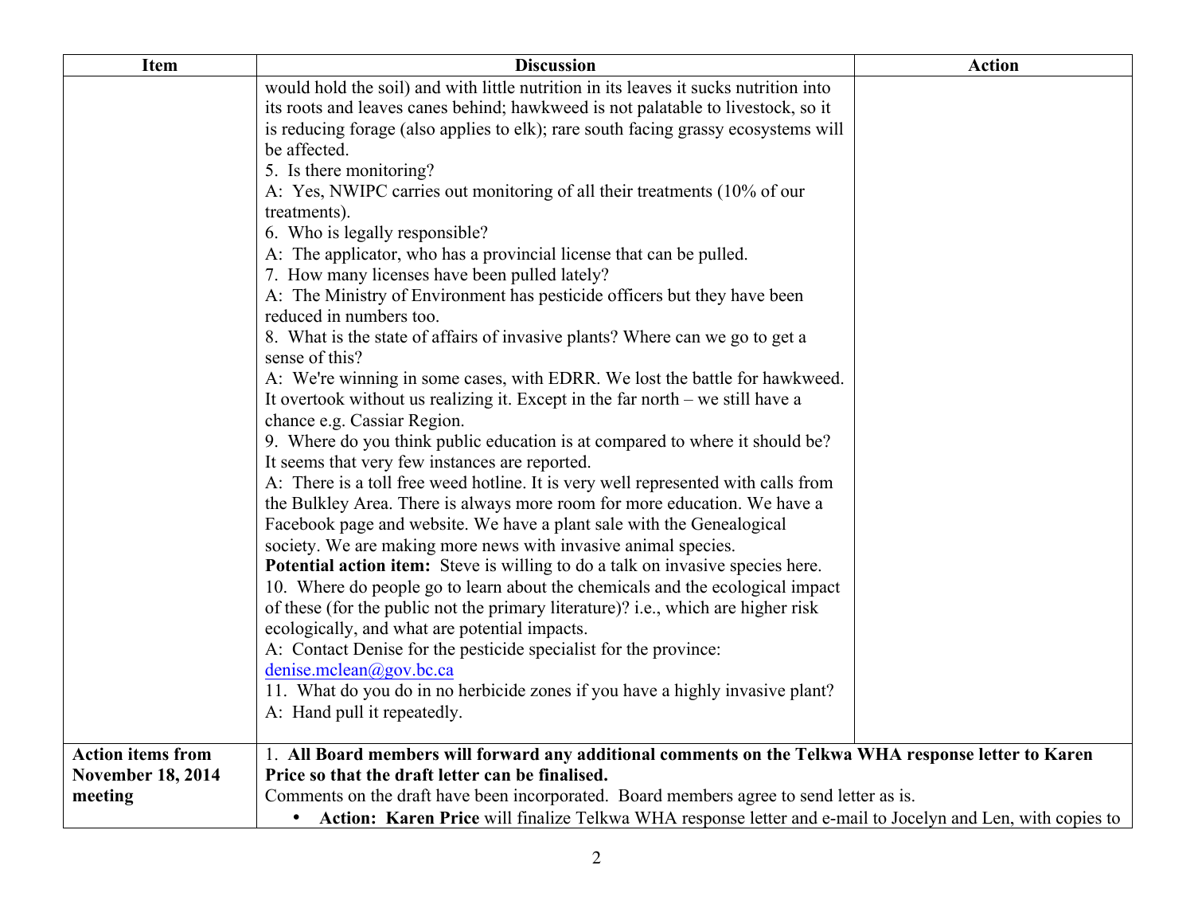| Item | Discussion | Action |
|---|---|---|
| | would hold the soil) and with little nutrition in its leaves it sucks nutrition into its roots and leaves canes behind; hawkweed is not palatable to livestock, so it is reducing forage (also applies to elk); rare south facing grassy ecosystems will be affected.<br>5. Is there monitoring?<br>A: Yes, NWIPC carries out monitoring of all their treatments (10% of our treatments).<br>6. Who is legally responsible?<br>A: The applicator, who has a provincial license that can be pulled.<br>7. How many licenses have been pulled lately?<br>A: The Ministry of Environment has pesticide officers but they have been reduced in numbers too.<br>8. What is the state of affairs of invasive plants? Where can we go to get a sense of this?<br>A: We're winning in some cases, with EDRR. We lost the battle for hawkweed. It overtook without us realizing it. Except in the far north – we still have a chance e.g. Cassiar Region.<br>9. Where do you think public education is at compared to where it should be? It seems that very few instances are reported.<br>A: There is a toll free weed hotline. It is very well represented with calls from the Bulkley Area. There is always more room for more education. We have a Facebook page and website. We have a plant sale with the Genealogical society. We are making more news with invasive animal species.<br>**Potential action item:** Steve is willing to do a talk on invasive species here.<br>10. Where do people go to learn about the chemicals and the ecological impact of these (for the public not the primary literature)? i.e., which are higher risk ecologically, and what are potential impacts.<br>A: Contact Denise for the pesticide specialist for the province: denise.mclean@gov.bc.ca<br>11. What do you do in no herbicide zones if you have a highly invasive plant?<br>A: Hand pull it repeatedly. | |
| **Action items from November 18, 2014 meeting** | 1. **All Board members will forward any additional comments on the Telkwa WHA response letter to Karen Price so that the draft letter can be finalised.**<br>Comments on the draft have been incorporated. Board members agree to send letter as is.<br>• **Action: Karen Price** will finalize Telkwa WHA response letter and e-mail to Jocelyn and Len, with copies to | |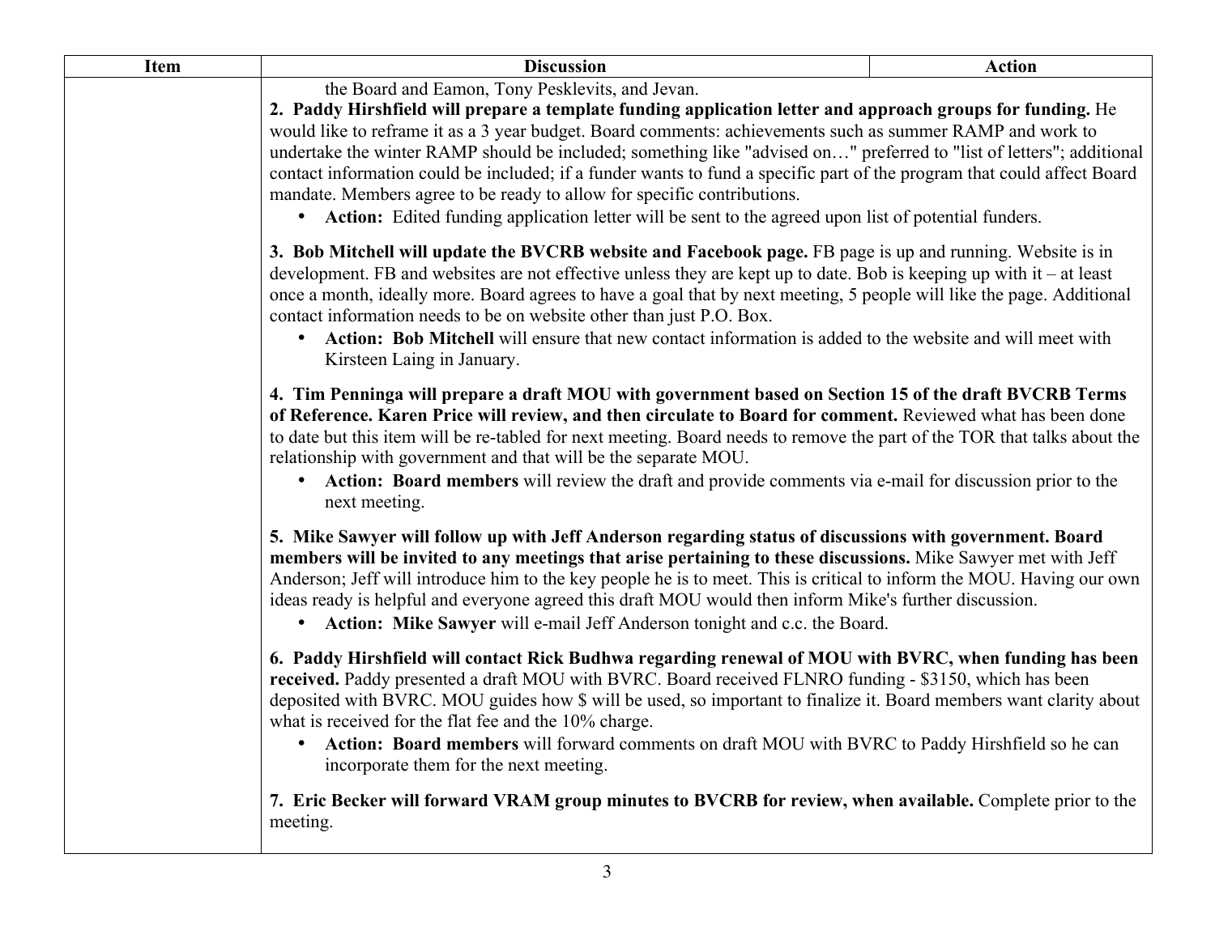| Item | Discussion | Action |
|---|---|---|
| | the Board and Eamon, Tony Pesklevits, and Jevan.<br>**2. Paddy Hirshfield will prepare a template funding application letter and approach groups for funding.** He would like to reframe it as a 3 year budget. Board comments: achievements such as summer RAMP and work to undertake the winter RAMP should be included; something like "advised on…" preferred to "list of letters"; additional contact information could be included; if a funder wants to fund a specific part of the program that could affect Board mandate. Members agree to be ready to allow for specific contributions.<br>• **Action:** Edited funding application letter will be sent to the agreed upon list of potential funders.<br><br>**3. Bob Mitchell will update the BVCRB website and Facebook page.** FB page is up and running. Website is in development. FB and websites are not effective unless they are kept up to date. Bob is keeping up with it – at least once a month, ideally more. Board agrees to have a goal that by next meeting, 5 people will like the page. Additional contact information needs to be on website other than just P.O. Box.<br>• **Action: Bob Mitchell** will ensure that new contact information is added to the website and will meet with Kirsteen Laing in January.<br><br>**4. Tim Penninga will prepare a draft MOU with government based on Section 15 of the draft BVCRB Terms of Reference. Karen Price will review, and then circulate to Board for comment.** Reviewed what has been done to date but this item will be re-tabled for next meeting. Board needs to remove the part of the TOR that talks about the relationship with government and that will be the separate MOU.<br>• **Action: Board members** will review the draft and provide comments via e-mail for discussion prior to the next meeting.<br><br>**5. Mike Sawyer will follow up with Jeff Anderson regarding status of discussions with government. Board members will be invited to any meetings that arise pertaining to these discussions.** Mike Sawyer met with Jeff Anderson; Jeff will introduce him to the key people he is to meet. This is critical to inform the MOU. Having our own ideas ready is helpful and everyone agreed this draft MOU would then inform Mike's further discussion.<br>• **Action: Mike Sawyer** will e-mail Jeff Anderson tonight and c.c. the Board.<br><br>**6. Paddy Hirshfield will contact Rick Budhwa regarding renewal of MOU with BVRC, when funding has been received.** Paddy presented a draft MOU with BVRC. Board received FLNRO funding - $3150, which has been deposited with BVRC. MOU guides how $ will be used, so important to finalize it. Board members want clarity about what is received for the flat fee and the 10% charge.<br>• **Action: Board members** will forward comments on draft MOU with BVRC to Paddy Hirshfield so he can incorporate them for the next meeting.<br><br>**7. Eric Becker will forward VRAM group minutes to BVCRB for review, when available.** Complete prior to the meeting. | |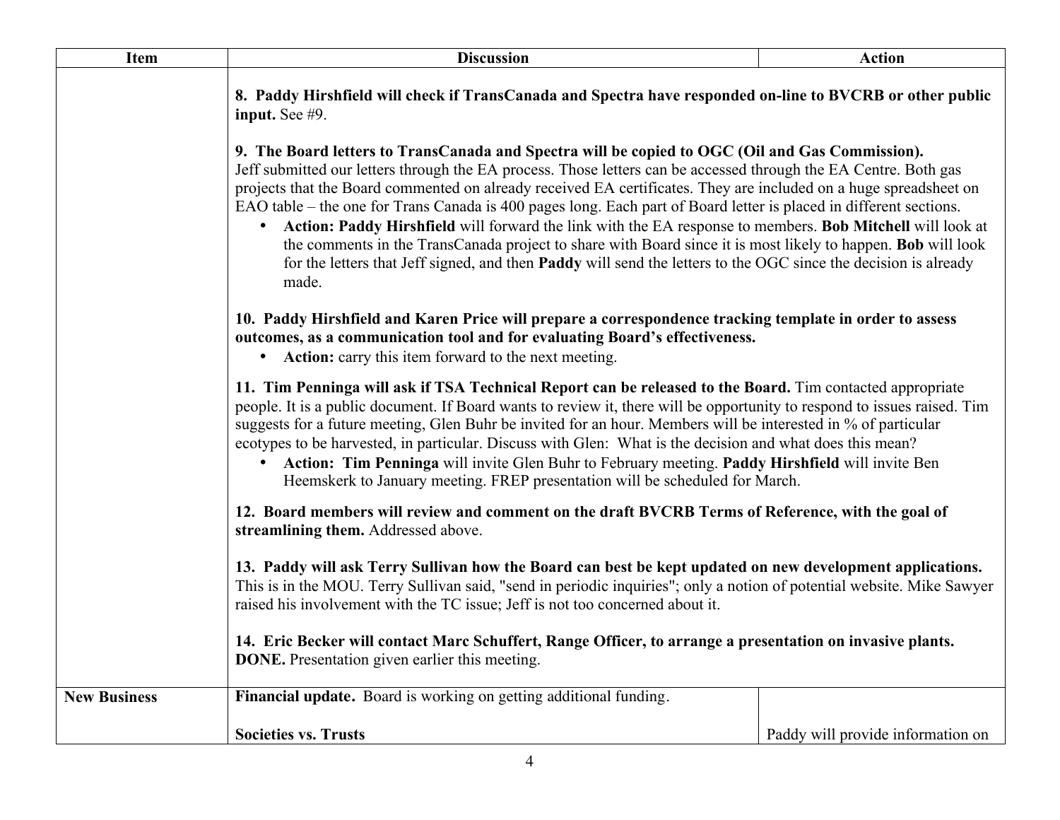| Item | Discussion | Action |
|---|---|---|
| | **8. Paddy Hirshfield will check if TransCanada and Spectra have responded on-line to BVCRB or other public input.** See #9.<br><br>**9. The Board letters to TransCanada and Spectra will be copied to OGC (Oil and Gas Commission).** Jeff submitted our letters through the EA process. Those letters can be accessed through the EA Centre. Both gas projects that the Board commented on already received EA certificates. They are included on a huge spreadsheet on EAO table – the one for Trans Canada is 400 pages long. Each part of Board letter is placed in different sections.<br>• **Action: Paddy Hirshfield** will forward the link with the EA response to members. **Bob Mitchell** will look at the comments in the TransCanada project to share with Board since it is most likely to happen. **Bob** will look for the letters that Jeff signed, and then **Paddy** will send the letters to the OGC since the decision is already made.<br><br>**10. Paddy Hirshfield and Karen Price will prepare a correspondence tracking template in order to assess outcomes, as a communication tool and for evaluating Board's effectiveness.**<br>• **Action:** carry this item forward to the next meeting.<br><br>**11. Tim Penninga will ask if TSA Technical Report can be released to the Board.** Tim contacted appropriate people. It is a public document. If Board wants to review it, there will be opportunity to respond to issues raised. Tim suggests for a future meeting, Glen Buhr be invited for an hour. Members will be interested in % of particular ecotypes to be harvested, in particular. Discuss with Glen: What is the decision and what does this mean?<br>• **Action: Tim Penninga** will invite Glen Buhr to February meeting. **Paddy Hirshfield** will invite Ben Heemskerk to January meeting. FREP presentation will be scheduled for March.<br><br>**12. Board members will review and comment on the draft BVCRB Terms of Reference, with the goal of streamlining them.** Addressed above.<br><br>**13. Paddy will ask Terry Sullivan how the Board can best be kept updated on new development applications.** This is in the MOU. Terry Sullivan said, "send in periodic inquiries"; only a notion of potential website. Mike Sawyer raised his involvement with the TC issue; Jeff is not too concerned about it.<br><br>**14. Eric Becker will contact Marc Schuffert, Range Officer, to arrange a presentation on invasive plants. DONE.** Presentation given earlier this meeting. | |
| **New Business** | **Financial update.** Board is working on getting additional funding.<br><br>**Societies vs. Trusts** | Paddy will provide information on |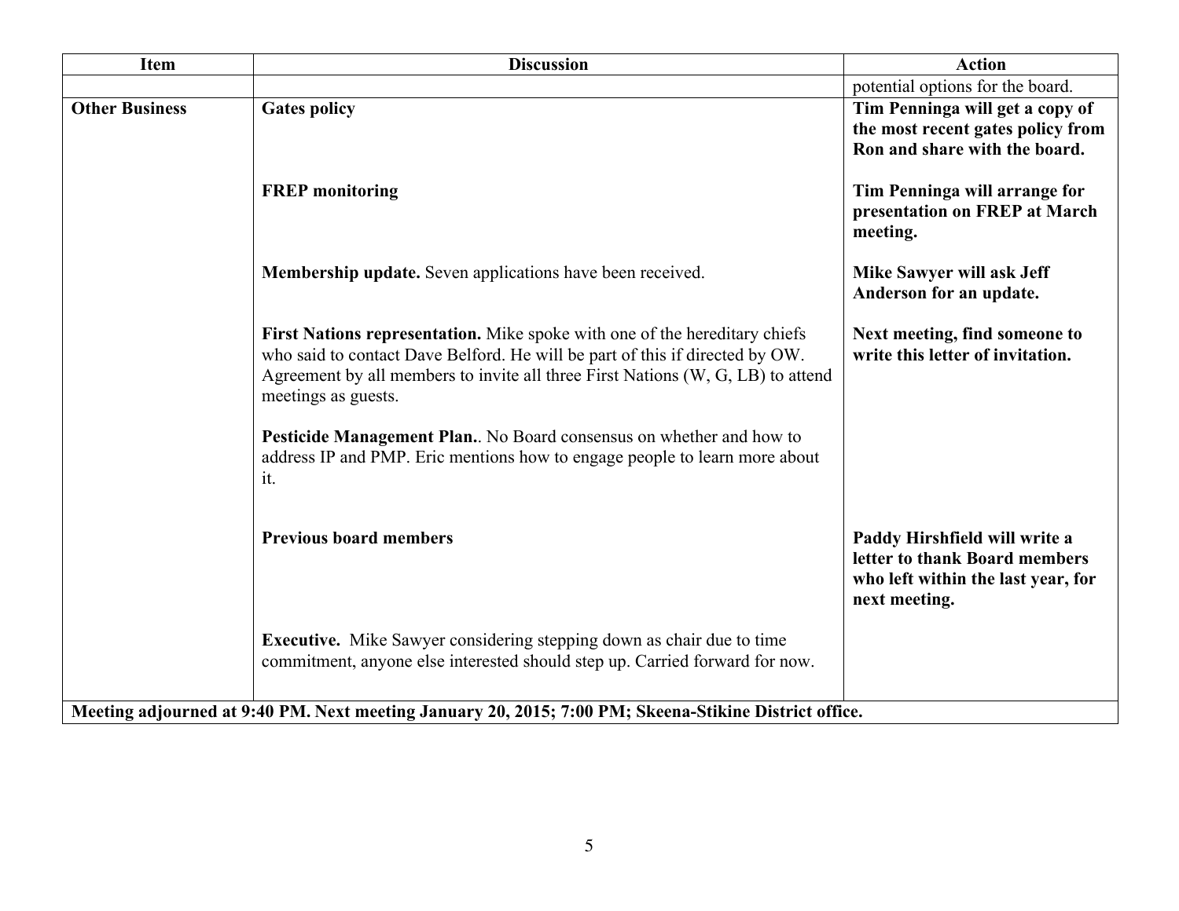| Item | Discussion | Action |
|---|---|---|
| | | potential options for the board. |
| **Other Business** | **Gates policy** | **Tim Penninga will get a copy of the most recent gates policy from Ron and share with the board.** |
| | **FREP monitoring** | **Tim Penninga will arrange for presentation on FREP at March meeting.** |
| | **Membership update.** Seven applications have been received. | **Mike Sawyer will ask Jeff Anderson for an update.** |
| | **First Nations representation.** Mike spoke with one of the hereditary chiefs who said to contact Dave Belford. He will be part of this if directed by OW. Agreement by all members to invite all three First Nations (W, G, LB) to attend meetings as guests. | **Next meeting, find someone to write this letter of invitation.** |
| | **Pesticide Management Plan.**. No Board consensus on whether and how to address IP and PMP. Eric mentions how to engage people to learn more about it. | |
| | **Previous board members** | **Paddy Hirshfield will write a letter to thank Board members who left within the last year, for next meeting.** |
| | **Executive.** Mike Sawyer considering stepping down as chair due to time commitment, anyone else interested should step up. Carried forward for now. | |

**Meeting adjourned at 9:40 PM. Next meeting January 20, 2015; 7:00 PM; Skeena-Stikine District office.**